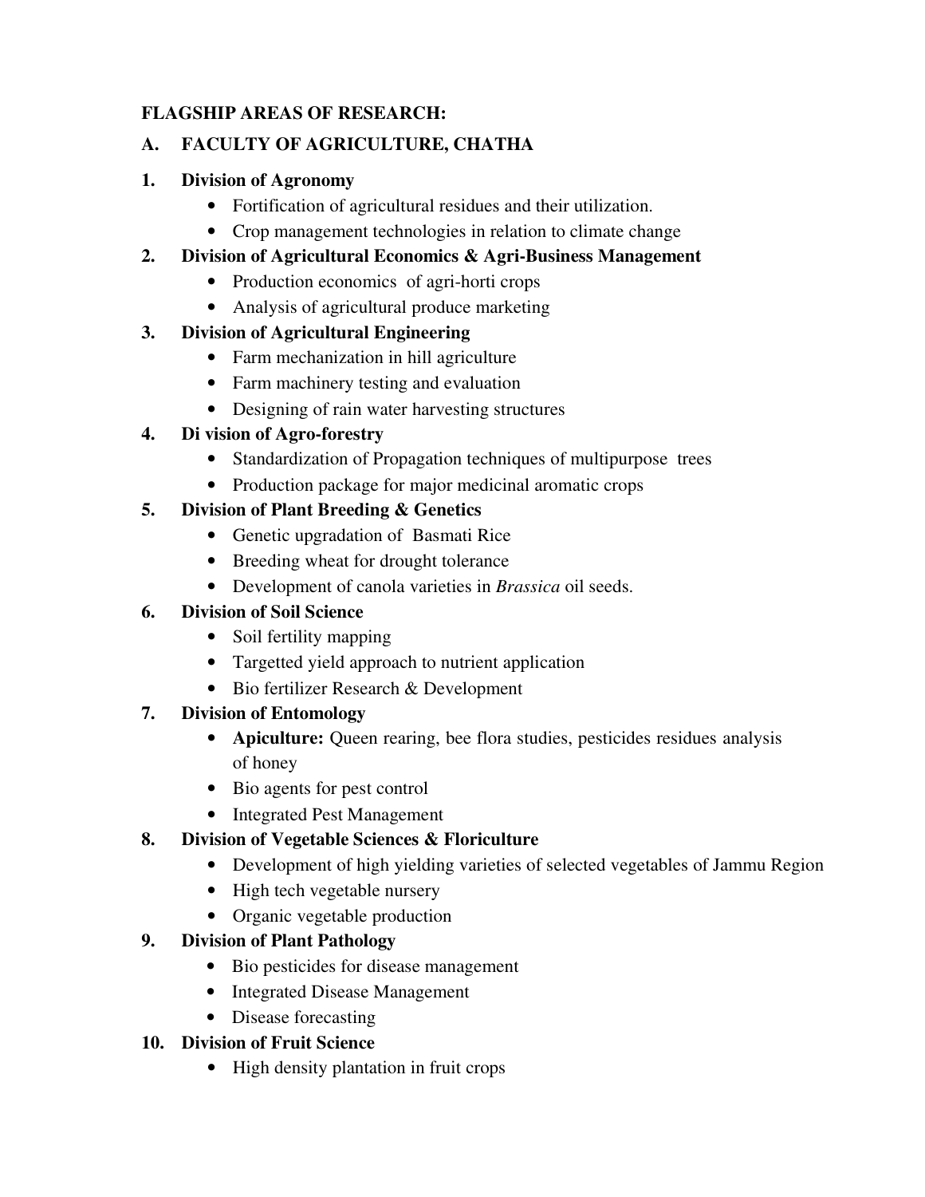**FLAGSHIP AREAS OF RESEARCH:**

## A. FACULTY OF AGRICULTURE, CHATHA

### 1. Division of Agronomy

- Fortification of agricultural residues and their utilization.
- Crop management technologies in relation to climate change

### 2. Division of Agricultural Economics & Agri-Business Management

- Production economics of agri-horti crops
- Analysis of agricultural produce marketing

### 3. Division of Agricultural Engineering

- Farm mechanization in hill agriculture
- Farm machinery testing and evaluation
- Designing of rain water harvesting structures

### 4. Di vision of Agro-forestry

- Standardization of Propagation techniques of multipurpose trees
- Production package for major medicinal aromatic crops

### 5. Division of Plant Breeding & Genetics

- Genetic upgradation of Basmati Rice
- Breeding wheat for drought tolerance
- Development of canola varieties in *Brassica* oil seeds.

### 6. Division of Soil Science

- Soil fertility mapping
- Targetted yield approach to nutrient application
- Bio fertilizer Research & Development

### 7. Division of Entomology

- **Apiculture:** Queen rearing, bee flora studies, pesticides residues analysis of honey
- Bio agents for pest control
- Integrated Pest Management

### 8. Division of Vegetable Sciences & Floriculture

- Development of high yielding varieties of selected vegetables of Jammu Region
- High tech vegetable nursery
- Organic vegetable production

### 9. Division of Plant Pathology

- Bio pesticides for disease management
- Integrated Disease Management
- Disease forecasting

### 10. Division of Fruit Science

- High density plantation in fruit crops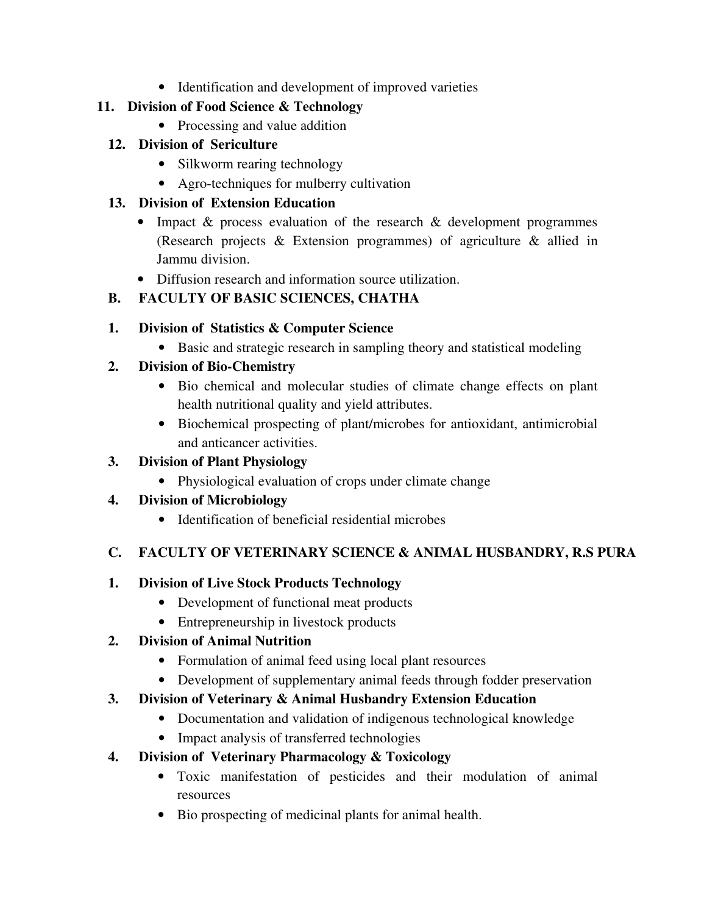- Identification and development of improved varieties

**11. Division of Food Science & Technology**

- Processing and value addition

**12. Division of Sericulture**

- Silkworm rearing technology
- Agro-techniques for mulberry cultivation

**13. Division of Extension Education**

- Impact & process evaluation of the research & development programmes (Research projects & Extension programmes) of agriculture & allied in Jammu division.
- Diffusion research and information source utilization.

## B. FACULTY OF BASIC SCIENCES, CHATHA

**1. Division of Statistics & Computer Science**

- Basic and strategic research in sampling theory and statistical modeling

**2. Division of Bio-Chemistry**

- Bio chemical and molecular studies of climate change effects on plant health nutritional quality and yield attributes.
- Biochemical prospecting of plant/microbes for antioxidant, antimicrobial and anticancer activities.

**3. Division of Plant Physiology**

- Physiological evaluation of crops under climate change

**4. Division of Microbiology**

- Identification of beneficial residential microbes

## C. FACULTY OF VETERINARY SCIENCE & ANIMAL HUSBANDRY, R.S PURA

**1. Division of Live Stock Products Technology**

- Development of functional meat products
- Entrepreneurship in livestock products

**2. Division of Animal Nutrition**

- Formulation of animal feed using local plant resources
- Development of supplementary animal feeds through fodder preservation

**3. Division of Veterinary & Animal Husbandry Extension Education**

- Documentation and validation of indigenous technological knowledge
- Impact analysis of transferred technologies

**4. Division of Veterinary Pharmacology & Toxicology**

- Toxic manifestation of pesticides and their modulation of animal resources
- Bio prospecting of medicinal plants for animal health.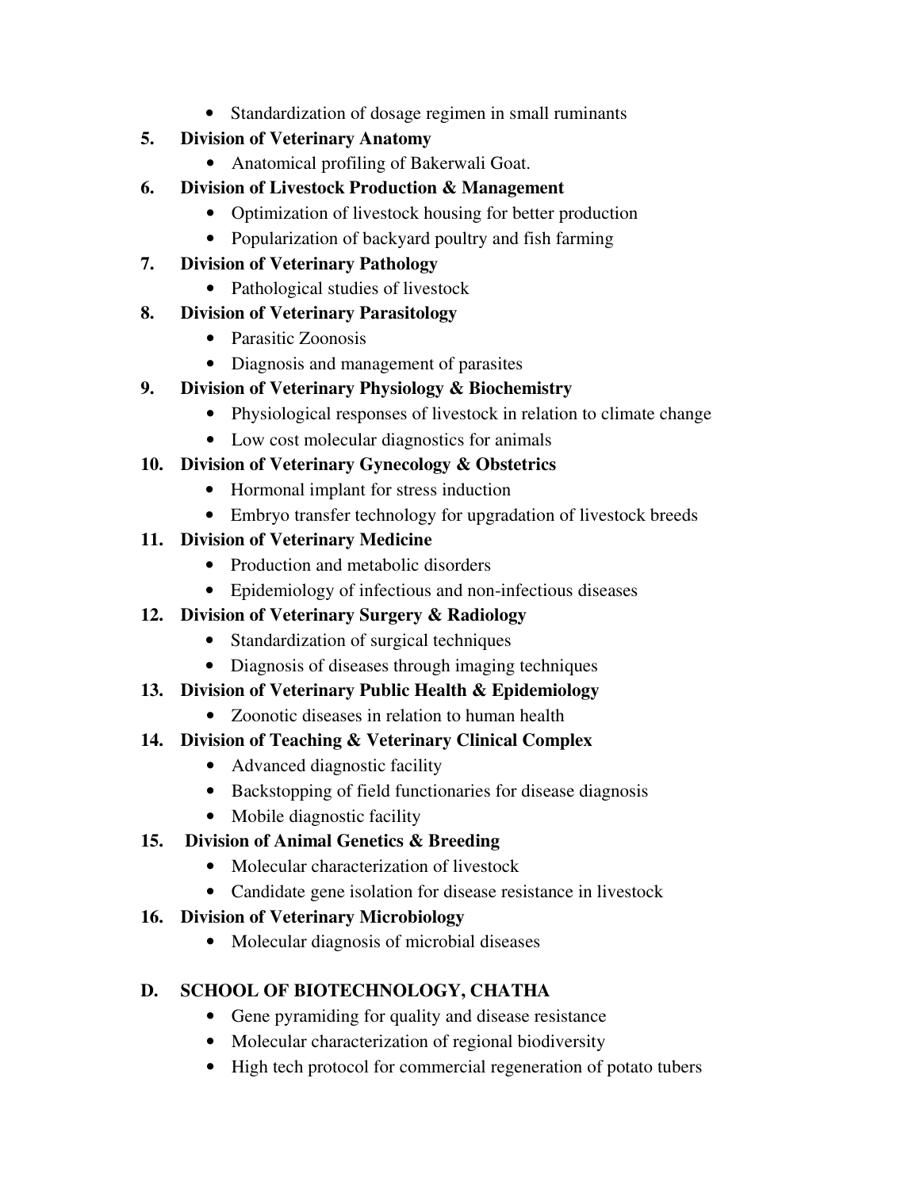- Standardization of dosage regimen in small ruminants

**5. Division of Veterinary Anatomy**

- Anatomical profiling of Bakerwali Goat.

**6. Division of Livestock Production & Management**

- Optimization of livestock housing for better production
- Popularization of backyard poultry and fish farming

**7. Division of Veterinary Pathology**

- Pathological studies of livestock

**8. Division of Veterinary Parasitology**

- Parasitic Zoonosis
- Diagnosis and management of parasites

**9. Division of Veterinary Physiology & Biochemistry**

- Physiological responses of livestock in relation to climate change
- Low cost molecular diagnostics for animals

**10. Division of Veterinary Gynecology & Obstetrics**

- Hormonal implant for stress induction
- Embryo transfer technology for upgradation of livestock breeds

**11. Division of Veterinary Medicine**

- Production and metabolic disorders
- Epidemiology of infectious and non-infectious diseases

**12. Division of Veterinary Surgery & Radiology**

- Standardization of surgical techniques
- Diagnosis of diseases through imaging techniques

**13. Division of Veterinary Public Health & Epidemiology**

- Zoonotic diseases in relation to human health

**14. Division of Teaching & Veterinary Clinical Complex**

- Advanced diagnostic facility
- Backstopping of field functionaries for disease diagnosis
- Mobile diagnostic facility

**15. Division of Animal Genetics & Breeding**

- Molecular characterization of livestock
- Candidate gene isolation for disease resistance in livestock

**16. Division of Veterinary Microbiology**

- Molecular diagnosis of microbial diseases

## D. SCHOOL OF BIOTECHNOLOGY, CHATHA

- Gene pyramiding for quality and disease resistance
- Molecular characterization of regional biodiversity
- High tech protocol for commercial regeneration of potato tubers